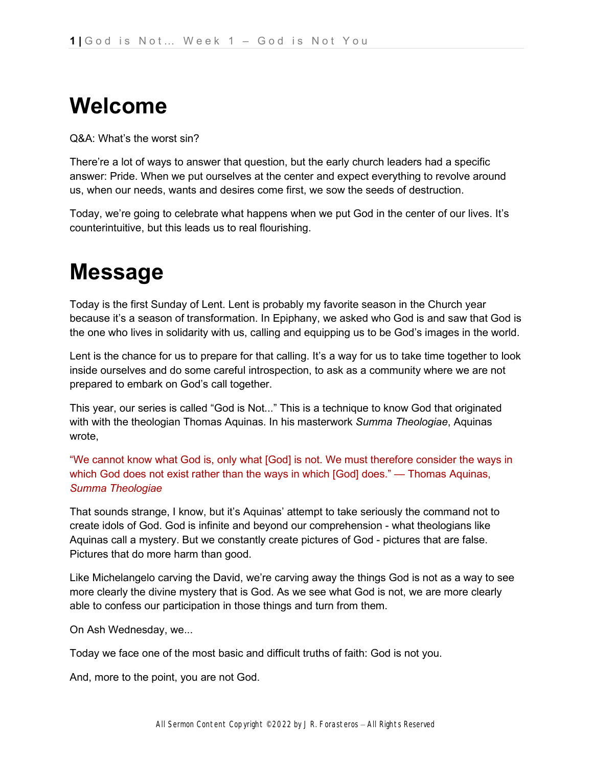# Welcome

Q&A: What's the worst sin?

There're a lot of ways to answer that question, but the early church leaders had a specific answer: Pride. When we put ourselves at the center and expect everything to revolve around us, when our needs, wants and desires come first, we sow the seeds of destruction.

Today, we're going to celebrate what happens when we put God in the center of our lives. It's counterintuitive, but this leads us to real flourishing.

# Message

Today is the first Sunday of Lent. Lent is probably my favorite season in the Church year because it's a season of transformation. In Epiphany, we asked who God is and saw that God is the one who lives in solidarity with us, calling and equipping us to be God's images in the world.

Lent is the chance for us to prepare for that calling. It's a way for us to take time together to look inside ourselves and do some careful introspection, to ask as a community where we are not prepared to embark on God's call together.

This year, our series is called "God is Not..." This is a technique to know God that originated with with the theologian Thomas Aquinas. In his masterwork *Summa Theologiae*, Aquinas wrote,

"We cannot know what God is, only what [God] is not. We must therefore consider the ways in which God does not exist rather than the ways in which [God] does." — Thomas Aquinas, *Summa Theologiae*

That sounds strange, I know, but it's Aquinas' attempt to take seriously the command not to create idols of God. God is infinite and beyond our comprehension - what theologians like Aquinas call a mystery. But we constantly create pictures of God - pictures that are false. Pictures that do more harm than good.

Like Michelangelo carving the David, we're carving away the things God is not as a way to see more clearly the divine mystery that is God. As we see what God is not, we are more clearly able to confess our participation in those things and turn from them.

On Ash Wednesday, we...

Today we face one of the most basic and difficult truths of faith: God is not you.

And, more to the point, you are not God.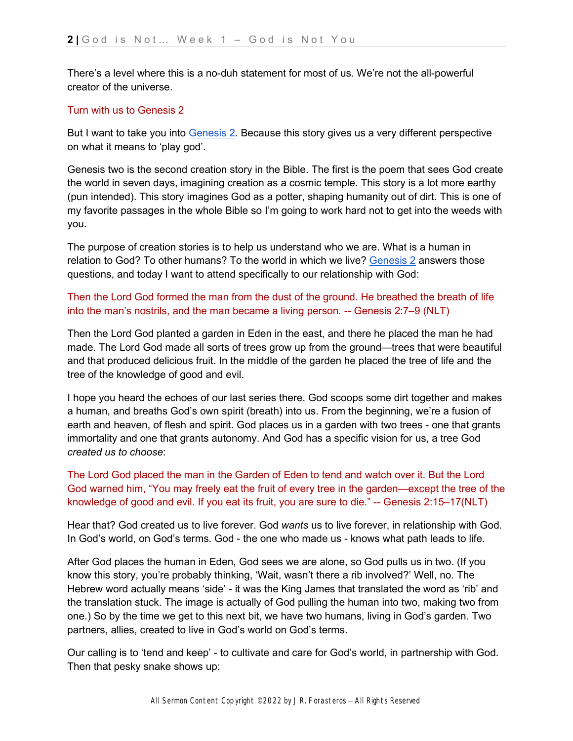There's a level where this is a no-duh statement for most of us. We're not the all-powerful creator of the universe.

Turn with us to Genesis 2

But I want to take you into Genesis 2. Because this story gives us a very different perspective on what it means to 'play god'.

Genesis two is the second creation story in the Bible. The first is the poem that sees God create the world in seven days, imagining creation as a cosmic temple. This story is a lot more earthy (pun intended). This story imagines God as a potter, shaping humanity out of dirt. This is one of my favorite passages in the whole Bible so I'm going to work hard not to get into the weeds with you.

The purpose of creation stories is to help us understand who we are. What is a human in relation to God? To other humans? To the world in which we live? Genesis 2 answers those questions, and today I want to attend specifically to our relationship with God:

Then the Lord God formed the man from the dust of the ground. He breathed the breath of life into the man's nostrils, and the man became a living person. -- Genesis 2:7–9 (NLT)

Then the Lord God planted a garden in Eden in the east, and there he placed the man he had made. The Lord God made all sorts of trees grow up from the ground—trees that were beautiful and that produced delicious fruit. In the middle of the garden he placed the tree of life and the tree of the knowledge of good and evil.

I hope you heard the echoes of our last series there. God scoops some dirt together and makes a human, and breaths God's own spirit (breath) into us. From the beginning, we're a fusion of earth and heaven, of flesh and spirit. God places us in a garden with two trees - one that grants immortality and one that grants autonomy. And God has a specific vision for us, a tree God *created us to choose*:

The Lord God placed the man in the Garden of Eden to tend and watch over it. But the Lord God warned him, "You may freely eat the fruit of every tree in the garden—except the tree of the knowledge of good and evil. If you eat its fruit, you are sure to die." -- Genesis 2:15–17(NLT)

Hear that? God created us to live forever. God *wants* us to live forever, in relationship with God. In God's world, on God's terms. God - the one who made us - knows what path leads to life.

After God places the human in Eden, God sees we are alone, so God pulls us in two. (If you know this story, you're probably thinking, 'Wait, wasn't there a rib involved?' Well, no. The Hebrew word actually means 'side' - it was the King James that translated the word as 'rib' and the translation stuck. The image is actually of God pulling the human into two, making two from one.) So by the time we get to this next bit, we have two humans, living in God's garden. Two partners, allies, created to live in God's world on God's terms.

Our calling is to 'tend and keep' - to cultivate and care for God's world, in partnership with God. Then that pesky snake shows up: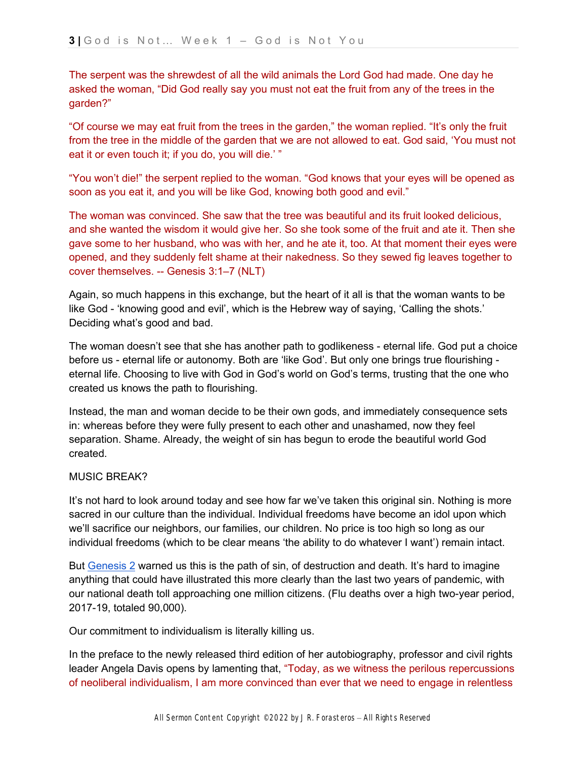The serpent was the shrewdest of all the wild animals the Lord God had made. One day he asked the woman, "Did God really say you must not eat the fruit from any of the trees in the garden?"

"Of course we may eat fruit from the trees in the garden," the woman replied. "It's only the fruit from the tree in the middle of the garden that we are not allowed to eat. God said, 'You must not eat it or even touch it; if you do, you will die.' "

"You won't die!" the serpent replied to the woman. "God knows that your eyes will be opened as soon as you eat it, and you will be like God, knowing both good and evil."

The woman was convinced. She saw that the tree was beautiful and its fruit looked delicious, and she wanted the wisdom it would give her. So she took some of the fruit and ate it. Then she gave some to her husband, who was with her, and he ate it, too. At that moment their eyes were opened, and they suddenly felt shame at their nakedness. So they sewed fig leaves together to cover themselves. -- Genesis 3:1–7 (NLT)

Again, so much happens in this exchange, but the heart of it all is that the woman wants to be like God - 'knowing good and evil', which is the Hebrew way of saying, 'Calling the shots.' Deciding what's good and bad.

The woman doesn't see that she has another path to godlikeness - eternal life. God put a choice before us - eternal life or autonomy. Both are 'like God'. But only one brings true flourishing - eternal life. Choosing to live with God in God's world on God's terms, trusting that the one who created us knows the path to flourishing.

Instead, the man and woman decide to be their own gods, and immediately consequence sets in: whereas before they were fully present to each other and unashamed, now they feel separation. Shame. Already, the weight of sin has begun to erode the beautiful world God created.

MUSIC BREAK?

It's not hard to look around today and see how far we've taken this original sin. Nothing is more sacred in our culture than the individual. Individual freedoms have become an idol upon which we'll sacrifice our neighbors, our families, our children. No price is too high so long as our individual freedoms (which to be clear means 'the ability to do whatever I want') remain intact.

But [Genesis 2](Genesis 2) warned us this is the path of sin, of destruction and death. It's hard to imagine anything that could have illustrated this more clearly than the last two years of pandemic, with our national death toll approaching one million citizens. (Flu deaths over a high two-year period, 2017-19, totaled 90,000).

Our commitment to individualism is literally killing us.

In the preface to the newly released third edition of her autobiography, professor and civil rights leader Angela Davis opens by lamenting that, "Today, as we witness the perilous repercussions of neoliberal individualism, I am more convinced than ever that we need to engage in relentless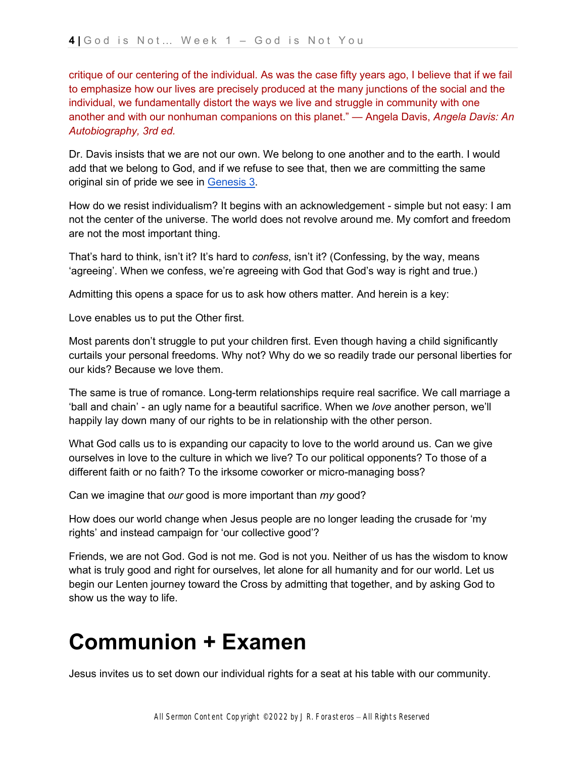critique of our centering of the individual. As was the case fifty years ago, I believe that if we fail to emphasize how our lives are precisely produced at the many junctions of the social and the individual, we fundamentally distort the ways we live and struggle in community with one another and with our nonhuman companions on this planet." — Angela Davis, *Angela Davis: An Autobiography, 3rd ed.*

Dr. Davis insists that we are not our own. We belong to one another and to the earth. I would add that we belong to God, and if we refuse to see that, then we are committing the same original sin of pride we see in [Genesis 3](Genesis 3).

How do we resist individualism? It begins with an acknowledgement - simple but not easy: I am not the center of the universe. The world does not revolve around me. My comfort and freedom are not the most important thing.

That's hard to think, isn't it? It's hard to *confess*, isn't it? (Confessing, by the way, means 'agreeing'. When we confess, we're agreeing with God that God's way is right and true.)

Admitting this opens a space for us to ask how others matter. And herein is a key:

Love enables us to put the Other first.

Most parents don't struggle to put your children first. Even though having a child significantly curtails your personal freedoms. Why not? Why do we so readily trade our personal liberties for our kids? Because we love them.

The same is true of romance. Long-term relationships require real sacrifice. We call marriage a 'ball and chain' - an ugly name for a beautiful sacrifice. When we *love* another person, we'll happily lay down many of our rights to be in relationship with the other person.

What God calls us to is expanding our capacity to love to the world around us. Can we give ourselves in love to the culture in which we live? To our political opponents? To those of a different faith or no faith? To the irksome coworker or micro-managing boss?

Can we imagine that *our* good is more important than *my* good?

How does our world change when Jesus people are no longer leading the crusade for 'my rights' and instead campaign for 'our collective good'?

Friends, we are not God. God is not me. God is not you. Neither of us has the wisdom to know what is truly good and right for ourselves, let alone for all humanity and for our world. Let us begin our Lenten journey toward the Cross by admitting that together, and by asking God to show us the way to life.

# Communion + Examen

Jesus invites us to set down our individual rights for a seat at his table with our community.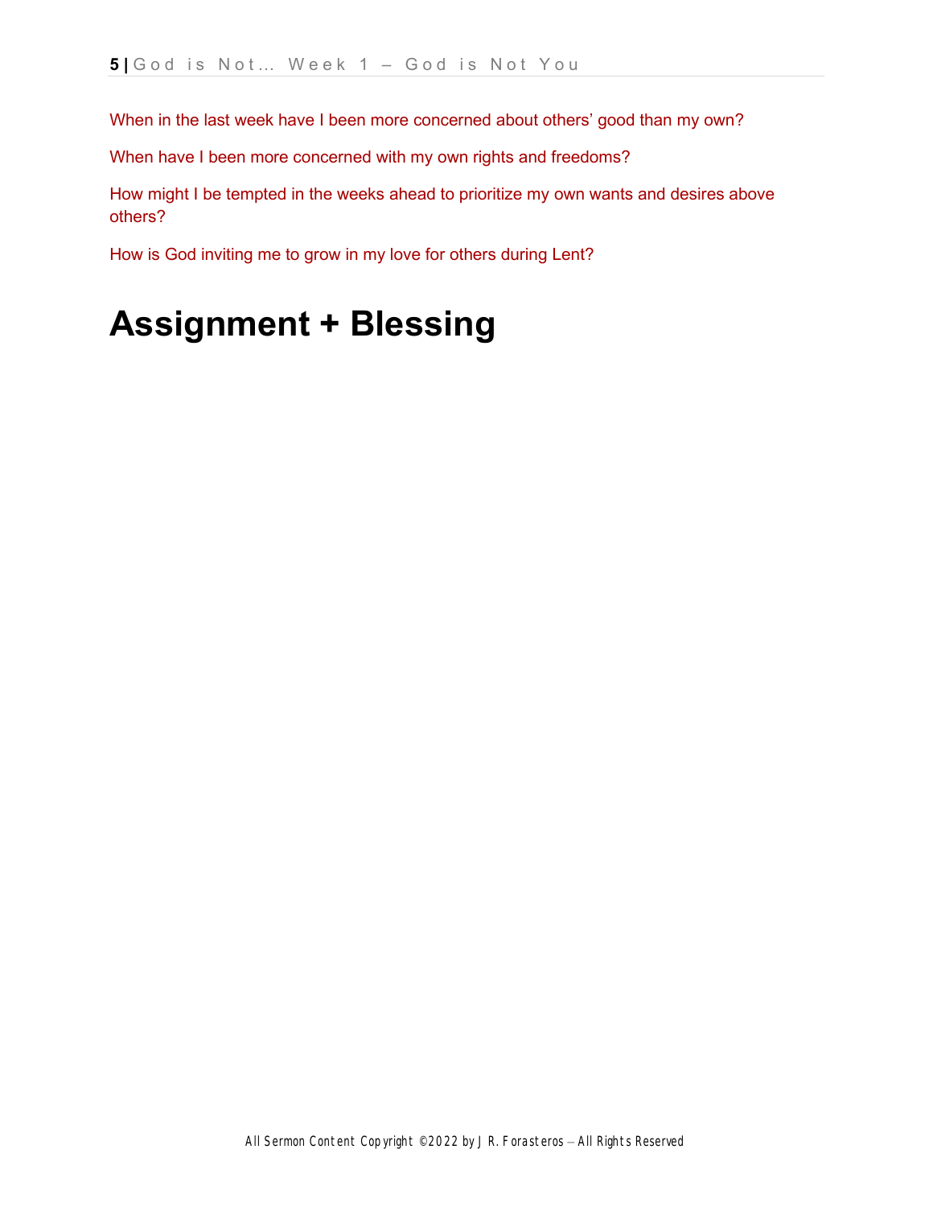When in the last week have I been more concerned about others' good than my own?

When have I been more concerned with my own rights and freedoms?

How might I be tempted in the weeks ahead to prioritize my own wants and desires above others?

How is God inviting me to grow in my love for others during Lent?

# Assignment + Blessing